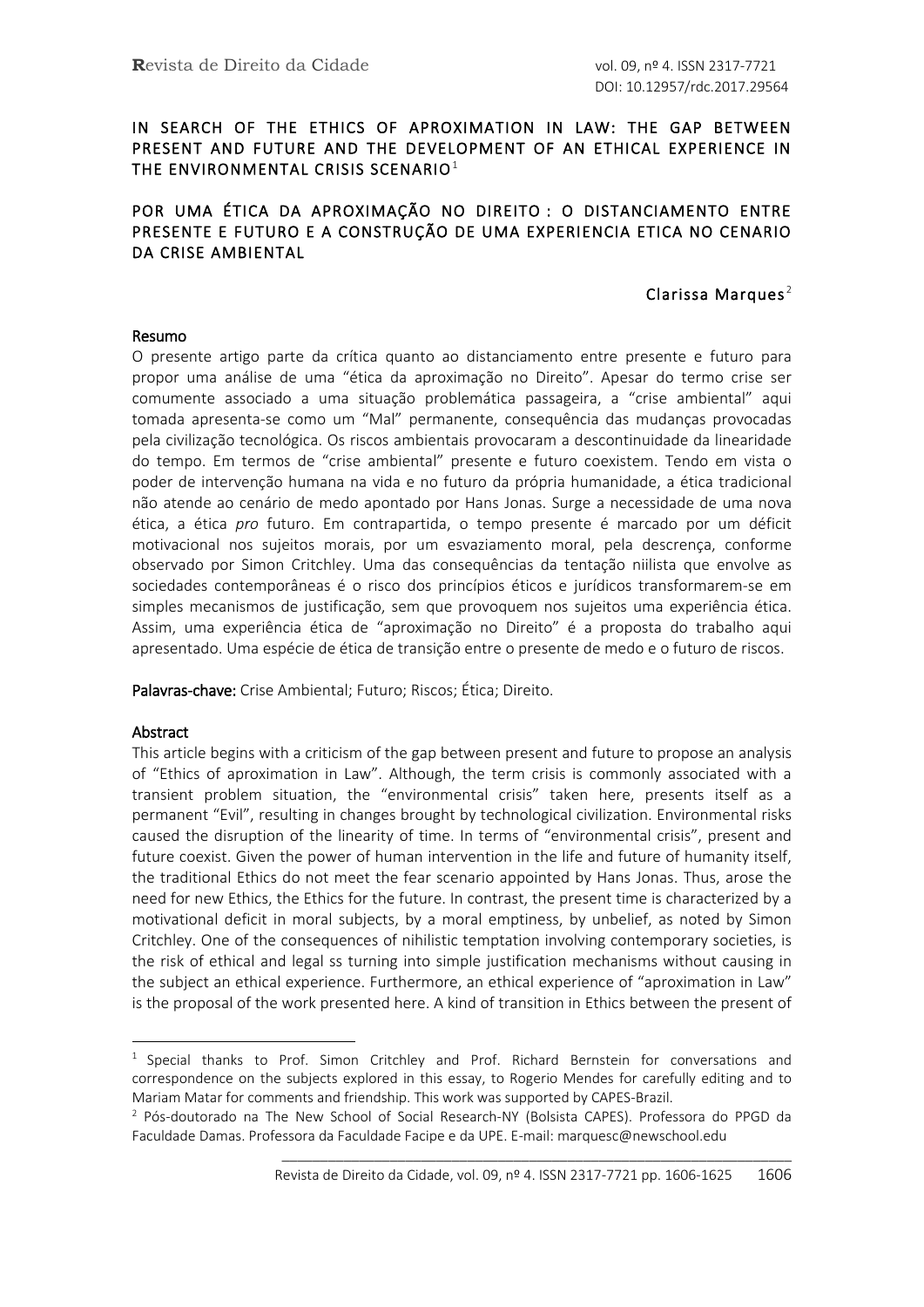# IN SEARCH OF THE ETHICS OF APROXIMATION IN LAW: THE GAP BETWEEN PRESENT AND FUTURE AND THE DEVELOPMENT OF AN ETHICAL EXPERIENCE IN THE ENVIRONMENTAL CRISIS SCENARIO[1]

# POR UMA ÉTICA DA APROXIMAÇÃO NO DIREITO : O DISTANCIAMENTO ENTRE PRESENTE E FUTURO E A CONSTRUÇÃO DE UMA EXPERIENCIA ETICA NO CENARIO DA CRISE AMBIENTAL

Clarissa Marques[2]

## Resumo

O presente artigo parte da crítica quanto ao distanciamento entre presente e futuro para propor uma análise de uma "ética da aproximação no Direito". Apesar do termo crise ser comumente associado a uma situação problemática passageira, a "crise ambiental" aqui tomada apresenta-se como um "Mal" permanente, consequência das mudanças provocadas pela civilização tecnológica. Os riscos ambientais provocaram a descontinuidade da linearidade do tempo. Em termos de "crise ambiental" presente e futuro coexistem. Tendo em vista o poder de intervenção humana na vida e no futuro da própria humanidade, a ética tradicional não atende ao cenário de medo apontado por Hans Jonas. Surge a necessidade de uma nova ética, a ética *pro* futuro. Em contrapartida, o tempo presente é marcado por um déficit motivacional nos sujeitos morais, por um esvaziamento moral, pela descrença, conforme observado por Simon Critchley. Uma das consequências da tentação niilista que envolve as sociedades contemporâneas é o risco dos princípios éticos e jurídicos transformarem-se em simples mecanismos de justificação, sem que provoquem nos sujeitos uma experiência ética. Assim, uma experiência ética de "aproximação no Direito" é a proposta do trabalho aqui apresentado. Uma espécie de ética de transição entre o presente de medo e o futuro de riscos.

**Palavras-chave:** Crise Ambiental; Futuro; Riscos; Ética; Direito.

## Abstract

This article begins with a criticism of the gap between present and future to propose an analysis of "Ethics of aproximation in Law". Although, the term crisis is commonly associated with a transient problem situation, the "environmental crisis" taken here, presents itself as a permanent "Evil", resulting in changes brought by technological civilization. Environmental risks caused the disruption of the linearity of time. In terms of "environmental crisis", present and future coexist. Given the power of human intervention in the life and future of humanity itself, the traditional Ethics do not meet the fear scenario appointed by Hans Jonas. Thus, arose the need for new Ethics, the Ethics for the future. In contrast, the present time is characterized by a motivational deficit in moral subjects, by a moral emptiness, by unbelief, as noted by Simon Critchley. One of the consequences of nihilistic temptation involving contemporary societies, is the risk of ethical and legal ss turning into simple justification mechanisms without causing in the subject an ethical experience. Furthermore, an ethical experience of "aproximation in Law" is the proposal of the work presented here. A kind of transition in Ethics between the present of

---

[1] Special thanks to Prof. Simon Critchley and Prof. Richard Bernstein for conversations and correspondence on the subjects explored in this essay, to Rogerio Mendes for carefully editing and to Mariam Matar for comments and friendship. This work was supported by CAPES-Brazil.

[2] Pós-doutorado na The New School of Social Research-NY (Bolsista CAPES). Professora do PPGD da Faculdade Damas. Professora da Faculdade Facipe e da UPE. E-mail: marquesc@newschool.edu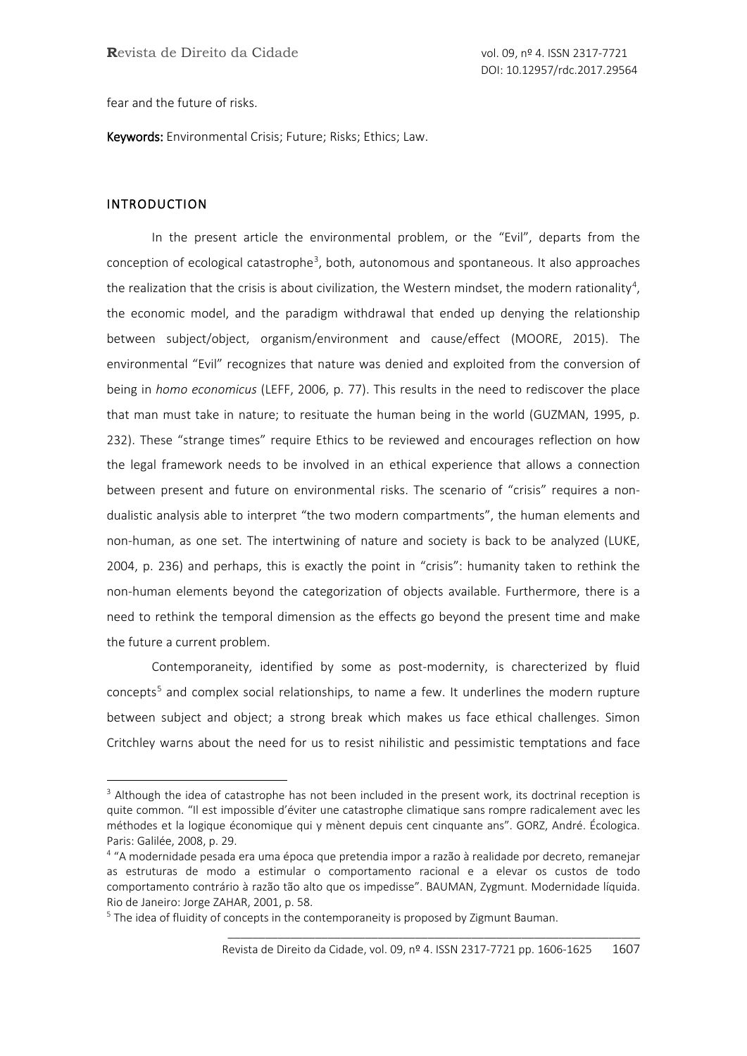fear and the future of risks.

**Keywords:** Environmental Crisis; Future; Risks; Ethics; Law.

## INTRODUCTION

In the present article the environmental problem, or the "Evil", departs from the conception of ecological catastrophe[3], both, autonomous and spontaneous. It also approaches the realization that the crisis is about civilization, the Western mindset, the modern rationality[4], the economic model, and the paradigm withdrawal that ended up denying the relationship between subject/object, organism/environment and cause/effect (MOORE, 2015). The environmental "Evil" recognizes that nature was denied and exploited from the conversion of being in *homo economicus* (LEFF, 2006, p. 77). This results in the need to rediscover the place that man must take in nature; to resituate the human being in the world (GUZMAN, 1995, p. 232). These "strange times" require Ethics to be reviewed and encourages reflection on how the legal framework needs to be involved in an ethical experience that allows a connection between present and future on environmental risks. The scenario of "crisis" requires a non-dualistic analysis able to interpret "the two modern compartments", the human elements and non-human, as one set. The intertwining of nature and society is back to be analyzed (LUKE, 2004, p. 236) and perhaps, this is exactly the point in "crisis": humanity taken to rethink the non-human elements beyond the categorization of objects available. Furthermore, there is a need to rethink the temporal dimension as the effects go beyond the present time and make the future a current problem.

Contemporaneity, identified by some as post-modernity, is charecterized by fluid concepts[5] and complex social relationships, to name a few. It underlines the modern rupture between subject and object; a strong break which makes us face ethical challenges. Simon Critchley warns about the need for us to resist nihilistic and pessimistic temptations and face

---

[3] Although the idea of catastrophe has not been included in the present work, its doctrinal reception is quite common. "Il est impossible d'éviter une catastrophe climatique sans rompre radicalement avec les méthodes et la logique économique qui y mènent depuis cent cinquante ans". GORZ, André. Écologica. Paris: Galilée, 2008, p. 29.

[4] "A modernidade pesada era uma época que pretendia impor a razão à realidade por decreto, remanejar as estruturas de modo a estimular o comportamento racional e a elevar os custos de todo comportamento contrário à razão tão alto que os impedisse". BAUMAN, Zygmunt. Modernidade líquida. Rio de Janeiro: Jorge ZAHAR, 2001, p. 58.

[5] The idea of fluidity of concepts in the contemporaneity is proposed by Zigmunt Bauman.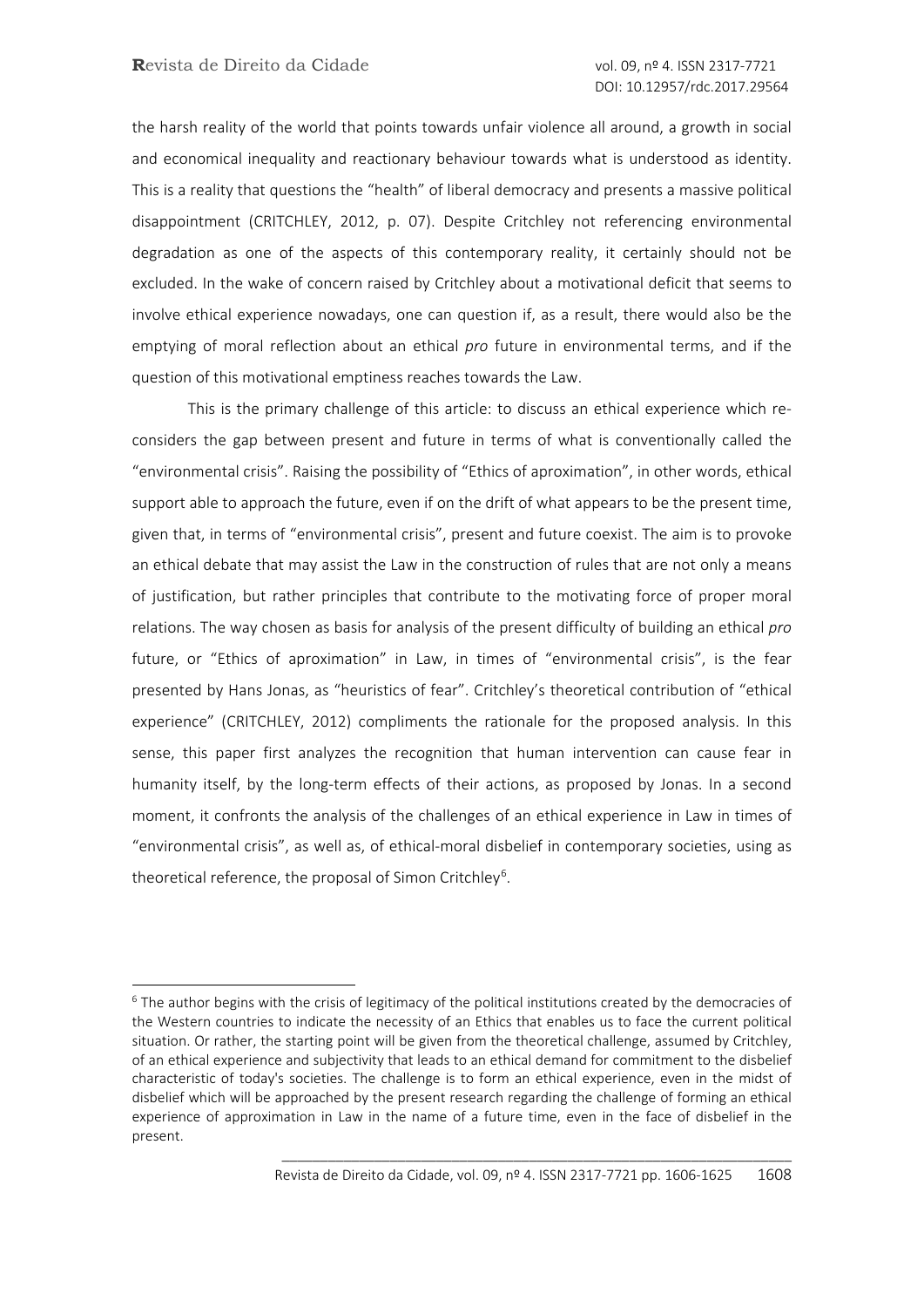the harsh reality of the world that points towards unfair violence all around, a growth in social and economical inequality and reactionary behaviour towards what is understood as identity. This is a reality that questions the "health" of liberal democracy and presents a massive political disappointment (CRITCHLEY, 2012, p. 07). Despite Critchley not referencing environmental degradation as one of the aspects of this contemporary reality, it certainly should not be excluded. In the wake of concern raised by Critchley about a motivational deficit that seems to involve ethical experience nowadays, one can question if, as a result, there would also be the emptying of moral reflection about an ethical *pro* future in environmental terms, and if the question of this motivational emptiness reaches towards the Law.

This is the primary challenge of this article: to discuss an ethical experience which re-considers the gap between present and future in terms of what is conventionally called the "environmental crisis". Raising the possibility of "Ethics of aproximation", in other words, ethical support able to approach the future, even if on the drift of what appears to be the present time, given that, in terms of "environmental crisis", present and future coexist. The aim is to provoke an ethical debate that may assist the Law in the construction of rules that are not only a means of justification, but rather principles that contribute to the motivating force of proper moral relations. The way chosen as basis for analysis of the present difficulty of building an ethical *pro* future, or "Ethics of aproximation" in Law, in times of "environmental crisis", is the fear presented by Hans Jonas, as "heuristics of fear". Critchley's theoretical contribution of "ethical experience" (CRITCHLEY, 2012) compliments the rationale for the proposed analysis. In this sense, this paper first analyzes the recognition that human intervention can cause fear in humanity itself, by the long-term effects of their actions, as proposed by Jonas. In a second moment, it confronts the analysis of the challenges of an ethical experience in Law in times of "environmental crisis", as well as, of ethical-moral disbelief in contemporary societies, using as theoretical reference, the proposal of Simon Critchley[6].

[6] The author begins with the crisis of legitimacy of the political institutions created by the democracies of the Western countries to indicate the necessity of an Ethics that enables us to face the current political situation. Or rather, the starting point will be given from the theoretical challenge, assumed by Critchley, of an ethical experience and subjectivity that leads to an ethical demand for commitment to the disbelief characteristic of today's societies. The challenge is to form an ethical experience, even in the midst of disbelief which will be approached by the present research regarding the challenge of forming an ethical experience of approximation in Law in the name of a future time, even in the face of disbelief in the present.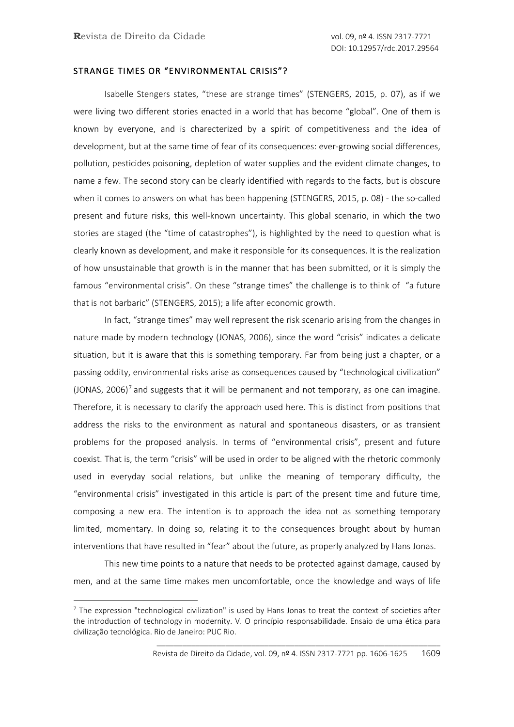## STRANGE TIMES OR "ENVIRONMENTAL CRISIS"?

Isabelle Stengers states, "these are strange times" (STENGERS, 2015, p. 07), as if we were living two different stories enacted in a world that has become "global". One of them is known by everyone, and is charecterized by a spirit of competitiveness and the idea of development, but at the same time of fear of its consequences: ever-growing social differences, pollution, pesticides poisoning, depletion of water supplies and the evident climate changes, to name a few. The second story can be clearly identified with regards to the facts, but is obscure when it comes to answers on what has been happening (STENGERS, 2015, p. 08) - the so-called present and future risks, this well-known uncertainty. This global scenario, in which the two stories are staged (the "time of catastrophes"), is highlighted by the need to question what is clearly known as development, and make it responsible for its consequences. It is the realization of how unsustainable that growth is in the manner that has been submitted, or it is simply the famous "environmental crisis". On these "strange times" the challenge is to think of "a future that is not barbaric" (STENGERS, 2015); a life after economic growth.

In fact, "strange times" may well represent the risk scenario arising from the changes in nature made by modern technology (JONAS, 2006), since the word "crisis" indicates a delicate situation, but it is aware that this is something temporary. Far from being just a chapter, or a passing oddity, environmental risks arise as consequences caused by "technological civilization" (JONAS, 2006)[7] and suggests that it will be permanent and not temporary, as one can imagine. Therefore, it is necessary to clarify the approach used here. This is distinct from positions that address the risks to the environment as natural and spontaneous disasters, or as transient problems for the proposed analysis. In terms of "environmental crisis", present and future coexist. That is, the term "crisis" will be used in order to be aligned with the rhetoric commonly used in everyday social relations, but unlike the meaning of temporary difficulty, the "environmental crisis" investigated in this article is part of the present time and future time, composing a new era. The intention is to approach the idea not as something temporary limited, momentary. In doing so, relating it to the consequences brought about by human interventions that have resulted in "fear" about the future, as properly analyzed by Hans Jonas.

This new time points to a nature that needs to be protected against damage, caused by men, and at the same time makes men uncomfortable, once the knowledge and ways of life

[7] The expression "technological civilization" is used by Hans Jonas to treat the context of societies after the introduction of technology in modernity. V. O princípio responsabilidade. Ensaio de uma ética para civilização tecnológica. Rio de Janeiro: PUC Rio.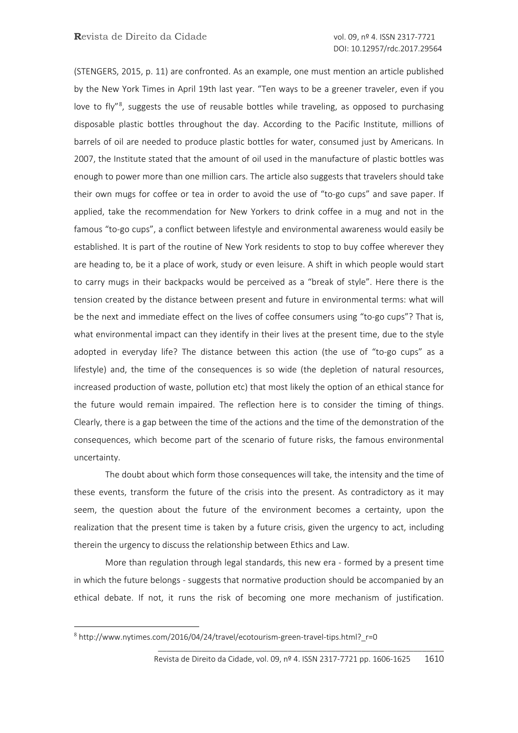(STENGERS, 2015, p. 11) are confronted. As an example, one must mention an article published by the New York Times in April 19th last year. "Ten ways to be a greener traveler, even if you love to fly"[8], suggests the use of reusable bottles while traveling, as opposed to purchasing disposable plastic bottles throughout the day. According to the Pacific Institute, millions of barrels of oil are needed to produce plastic bottles for water, consumed just by Americans. In 2007, the Institute stated that the amount of oil used in the manufacture of plastic bottles was enough to power more than one million cars. The article also suggests that travelers should take their own mugs for coffee or tea in order to avoid the use of "to-go cups" and save paper. If applied, take the recommendation for New Yorkers to drink coffee in a mug and not in the famous "to-go cups", a conflict between lifestyle and environmental awareness would easily be established. It is part of the routine of New York residents to stop to buy coffee wherever they are heading to, be it a place of work, study or even leisure. A shift in which people would start to carry mugs in their backpacks would be perceived as a "break of style". Here there is the tension created by the distance between present and future in environmental terms: what will be the next and immediate effect on the lives of coffee consumers using "to-go cups"? That is, what environmental impact can they identify in their lives at the present time, due to the style adopted in everyday life? The distance between this action (the use of "to-go cups" as a lifestyle) and, the time of the consequences is so wide (the depletion of natural resources, increased production of waste, pollution etc) that most likely the option of an ethical stance for the future would remain impaired. The reflection here is to consider the timing of things. Clearly, there is a gap between the time of the actions and the time of the demonstration of the consequences, which become part of the scenario of future risks, the famous environmental uncertainty.

The doubt about which form those consequences will take, the intensity and the time of these events, transform the future of the crisis into the present. As contradictory as it may seem, the question about the future of the environment becomes a certainty, upon the realization that the present time is taken by a future crisis, given the urgency to act, including therein the urgency to discuss the relationship between Ethics and Law.

More than regulation through legal standards, this new era - formed by a present time in which the future belongs - suggests that normative production should be accompanied by an ethical debate. If not, it runs the risk of becoming one more mechanism of justification.

[8] http://www.nytimes.com/2016/04/24/travel/ecotourism-green-travel-tips.html?_r=0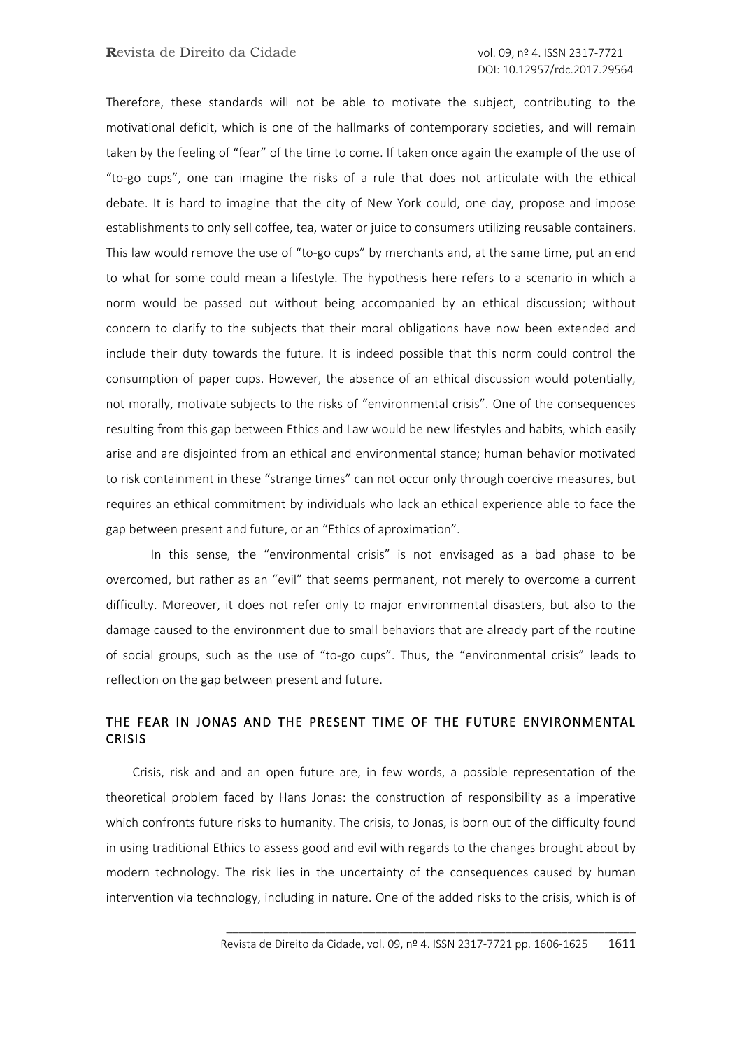Therefore, these standards will not be able to motivate the subject, contributing to the motivational deficit, which is one of the hallmarks of contemporary societies, and will remain taken by the feeling of "fear" of the time to come. If taken once again the example of the use of "to-go cups", one can imagine the risks of a rule that does not articulate with the ethical debate. It is hard to imagine that the city of New York could, one day, propose and impose establishments to only sell coffee, tea, water or juice to consumers utilizing reusable containers. This law would remove the use of "to-go cups" by merchants and, at the same time, put an end to what for some could mean a lifestyle. The hypothesis here refers to a scenario in which a norm would be passed out without being accompanied by an ethical discussion; without concern to clarify to the subjects that their moral obligations have now been extended and include their duty towards the future. It is indeed possible that this norm could control the consumption of paper cups. However, the absence of an ethical discussion would potentially, not morally, motivate subjects to the risks of "environmental crisis". One of the consequences resulting from this gap between Ethics and Law would be new lifestyles and habits, which easily arise and are disjointed from an ethical and environmental stance; human behavior motivated to risk containment in these "strange times" can not occur only through coercive measures, but requires an ethical commitment by individuals who lack an ethical experience able to face the gap between present and future, or an "Ethics of aproximation".

In this sense, the "environmental crisis" is not envisaged as a bad phase to be overcomed, but rather as an "evil" that seems permanent, not merely to overcome a current difficulty. Moreover, it does not refer only to major environmental disasters, but also to the damage caused to the environment due to small behaviors that are already part of the routine of social groups, such as the use of "to-go cups". Thus, the "environmental crisis" leads to reflection on the gap between present and future.

## THE FEAR IN JONAS AND THE PRESENT TIME OF THE FUTURE ENVIRONMENTAL CRISIS

Crisis, risk and and an open future are, in few words, a possible representation of the theoretical problem faced by Hans Jonas: the construction of responsibility as a imperative which confronts future risks to humanity. The crisis, to Jonas, is born out of the difficulty found in using traditional Ethics to assess good and evil with regards to the changes brought about by modern technology. The risk lies in the uncertainty of the consequences caused by human intervention via technology, including in nature. One of the added risks to the crisis, which is of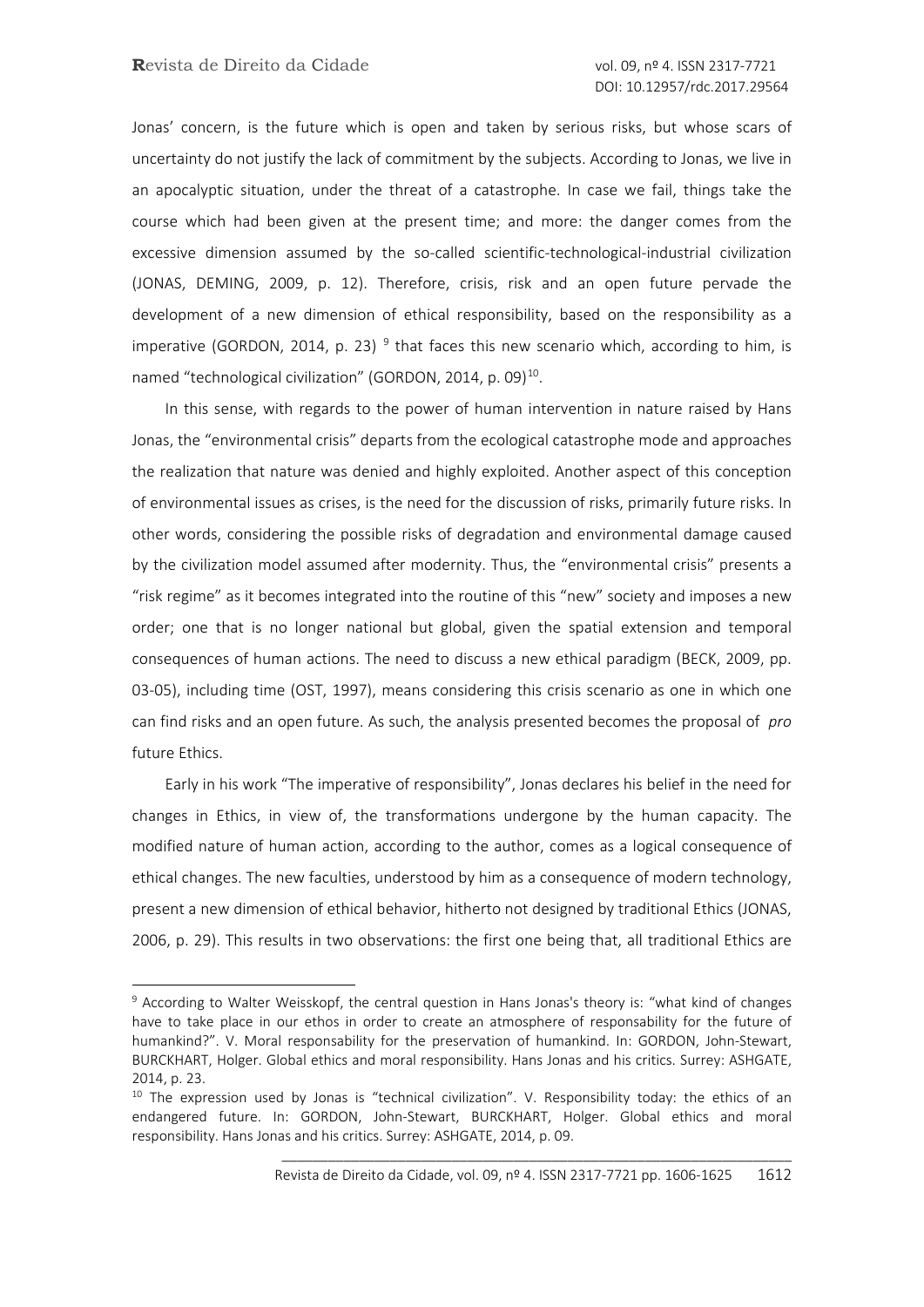Jonas' concern, is the future which is open and taken by serious risks, but whose scars of uncertainty do not justify the lack of commitment by the subjects. According to Jonas, we live in an apocalyptic situation, under the threat of a catastrophe. In case we fail, things take the course which had been given at the present time; and more: the danger comes from the excessive dimension assumed by the so-called scientific-technological-industrial civilization (JONAS, DEMING, 2009, p. 12). Therefore, crisis, risk and an open future pervade the development of a new dimension of ethical responsibility, based on the responsibility as a imperative (GORDON, 2014, p. 23) [9] that faces this new scenario which, according to him, is named "technological civilization" (GORDON, 2014, p. 09)[10].

In this sense, with regards to the power of human intervention in nature raised by Hans Jonas, the "environmental crisis" departs from the ecological catastrophe mode and approaches the realization that nature was denied and highly exploited. Another aspect of this conception of environmental issues as crises, is the need for the discussion of risks, primarily future risks. In other words, considering the possible risks of degradation and environmental damage caused by the civilization model assumed after modernity. Thus, the "environmental crisis" presents a "risk regime" as it becomes integrated into the routine of this "new" society and imposes a new order; one that is no longer national but global, given the spatial extension and temporal consequences of human actions. The need to discuss a new ethical paradigm (BECK, 2009, pp. 03-05), including time (OST, 1997), means considering this crisis scenario as one in which one can find risks and an open future. As such, the analysis presented becomes the proposal of *pro* future Ethics.

Early in his work "The imperative of responsibility", Jonas declares his belief in the need for changes in Ethics, in view of, the transformations undergone by the human capacity. The modified nature of human action, according to the author, comes as a logical consequence of ethical changes. The new faculties, understood by him as a consequence of modern technology, present a new dimension of ethical behavior, hitherto not designed by traditional Ethics (JONAS, 2006, p. 29). This results in two observations: the first one being that, all traditional Ethics are

---

[9] According to Walter Weisskopf, the central question in Hans Jonas's theory is: "what kind of changes have to take place in our ethos in order to create an atmosphere of responsability for the future of humankind?". V. Moral responsability for the preservation of humankind. In: GORDON, John-Stewart, BURCKHART, Holger. Global ethics and moral responsibility. Hans Jonas and his critics. Surrey: ASHGATE, 2014, p. 23.

[10] The expression used by Jonas is "technical civilization". V. Responsibility today: the ethics of an endangered future. In: GORDON, John-Stewart, BURCKHART, Holger. Global ethics and moral responsibility. Hans Jonas and his critics. Surrey: ASHGATE, 2014, p. 09.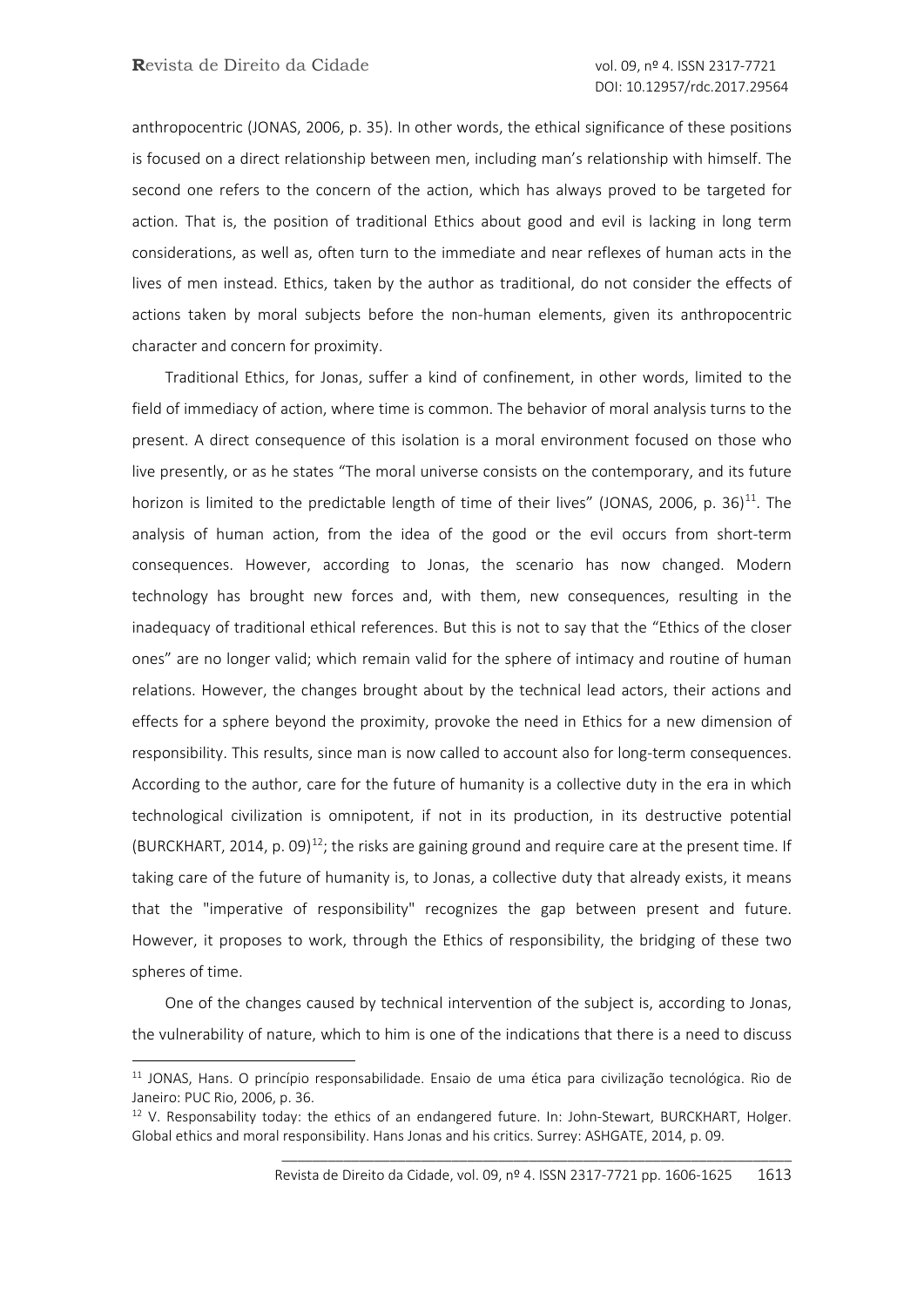anthropocentric (JONAS, 2006, p. 35). In other words, the ethical significance of these positions is focused on a direct relationship between men, including man's relationship with himself. The second one refers to the concern of the action, which has always proved to be targeted for action. That is, the position of traditional Ethics about good and evil is lacking in long term considerations, as well as, often turn to the immediate and near reflexes of human acts in the lives of men instead. Ethics, taken by the author as traditional, do not consider the effects of actions taken by moral subjects before the non-human elements, given its anthropocentric character and concern for proximity.

Traditional Ethics, for Jonas, suffer a kind of confinement, in other words, limited to the field of immediacy of action, where time is common. The behavior of moral analysis turns to the present. A direct consequence of this isolation is a moral environment focused on those who live presently, or as he states "The moral universe consists on the contemporary, and its future horizon is limited to the predictable length of time of their lives" (JONAS, 2006, p. 36)[11]. The analysis of human action, from the idea of the good or the evil occurs from short-term consequences. However, according to Jonas, the scenario has now changed. Modern technology has brought new forces and, with them, new consequences, resulting in the inadequacy of traditional ethical references. But this is not to say that the "Ethics of the closer ones" are no longer valid; which remain valid for the sphere of intimacy and routine of human relations. However, the changes brought about by the technical lead actors, their actions and effects for a sphere beyond the proximity, provoke the need in Ethics for a new dimension of responsibility. This results, since man is now called to account also for long-term consequences. According to the author, care for the future of humanity is a collective duty in the era in which technological civilization is omnipotent, if not in its production, in its destructive potential (BURCKHART, 2014, p. 09)[12]; the risks are gaining ground and require care at the present time. If taking care of the future of humanity is, to Jonas, a collective duty that already exists, it means that the "imperative of responsibility" recognizes the gap between present and future. However, it proposes to work, through the Ethics of responsibility, the bridging of these two spheres of time.

One of the changes caused by technical intervention of the subject is, according to Jonas, the vulnerability of nature, which to him is one of the indications that there is a need to discuss

---

[11] JONAS, Hans. O princípio responsabilidade. Ensaio de uma ética para civilização tecnológica. Rio de Janeiro: PUC Rio, 2006, p. 36.

[12] V. Responsability today: the ethics of an endangered future. In: John-Stewart, BURCKHART, Holger. Global ethics and moral responsibility. Hans Jonas and his critics. Surrey: ASHGATE, 2014, p. 09.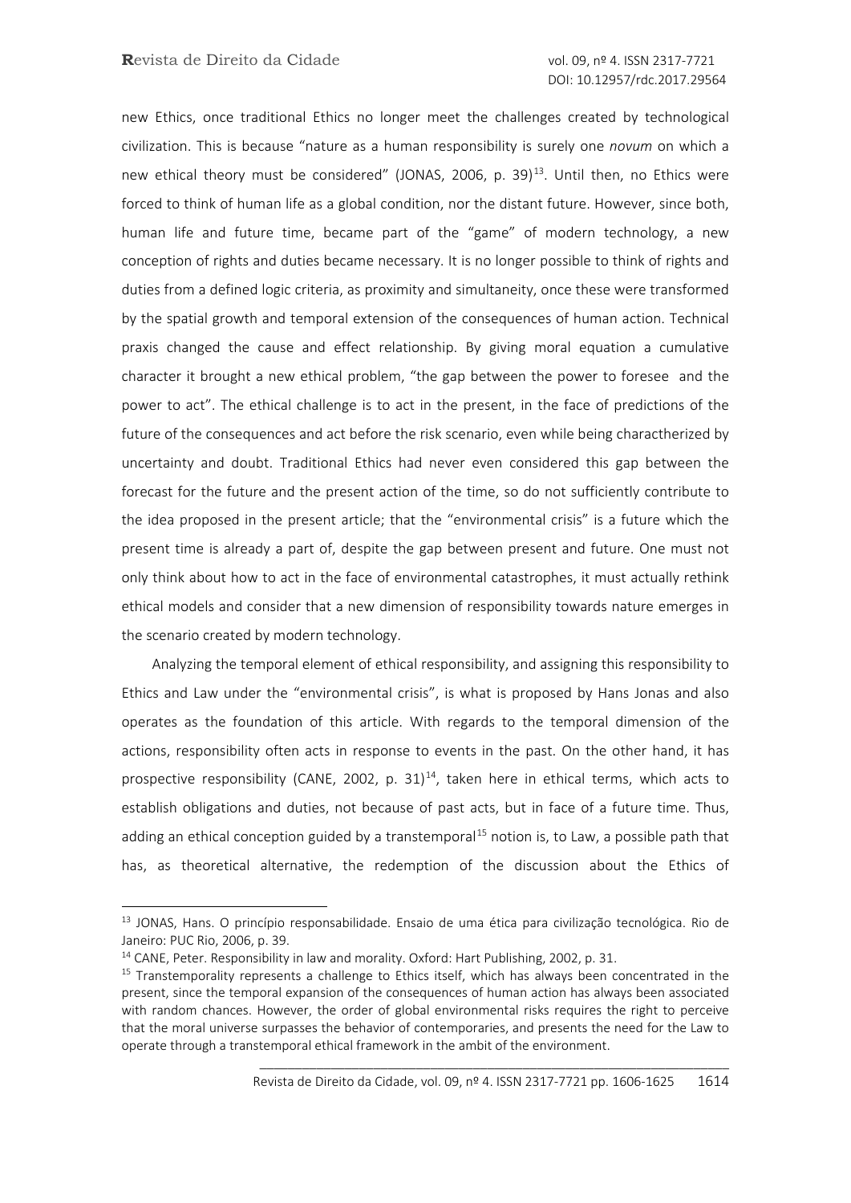new Ethics, once traditional Ethics no longer meet the challenges created by technological civilization. This is because "nature as a human responsibility is surely one *novum* on which a new ethical theory must be considered" (JONAS, 2006, p. 39)[13]. Until then, no Ethics were forced to think of human life as a global condition, nor the distant future. However, since both, human life and future time, became part of the "game" of modern technology, a new conception of rights and duties became necessary. It is no longer possible to think of rights and duties from a defined logic criteria, as proximity and simultaneity, once these were transformed by the spatial growth and temporal extension of the consequences of human action. Technical praxis changed the cause and effect relationship. By giving moral equation a cumulative character it brought a new ethical problem, "the gap between the power to foresee and the power to act". The ethical challenge is to act in the present, in the face of predictions of the future of the consequences and act before the risk scenario, even while being charactherized by uncertainty and doubt. Traditional Ethics had never even considered this gap between the forecast for the future and the present action of the time, so do not sufficiently contribute to the idea proposed in the present article; that the "environmental crisis" is a future which the present time is already a part of, despite the gap between present and future. One must not only think about how to act in the face of environmental catastrophes, it must actually rethink ethical models and consider that a new dimension of responsibility towards nature emerges in the scenario created by modern technology.

Analyzing the temporal element of ethical responsibility, and assigning this responsibility to Ethics and Law under the "environmental crisis", is what is proposed by Hans Jonas and also operates as the foundation of this article. With regards to the temporal dimension of the actions, responsibility often acts in response to events in the past. On the other hand, it has prospective responsibility (CANE, 2002, p. 31)[14], taken here in ethical terms, which acts to establish obligations and duties, not because of past acts, but in face of a future time. Thus, adding an ethical conception guided by a transtemporal[15] notion is, to Law, a possible path that has, as theoretical alternative, the redemption of the discussion about the Ethics of

---

[13] JONAS, Hans. O princípio responsabilidade. Ensaio de uma ética para civilização tecnológica. Rio de Janeiro: PUC Rio, 2006, p. 39.

[14] CANE, Peter. Responsibility in law and morality. Oxford: Hart Publishing, 2002, p. 31.

[15] Transtemporality represents a challenge to Ethics itself, which has always been concentrated in the present, since the temporal expansion of the consequences of human action has always been associated with random chances. However, the order of global environmental risks requires the right to perceive that the moral universe surpasses the behavior of contemporaries, and presents the need for the Law to operate through a transtemporal ethical framework in the ambit of the environment.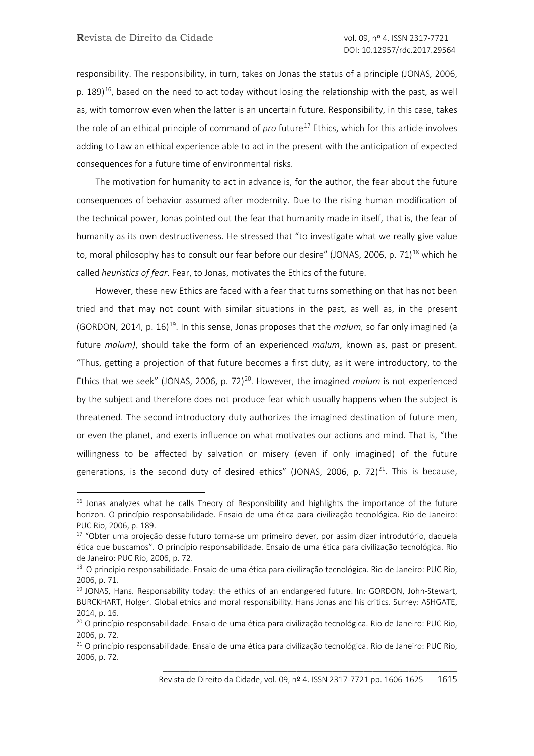responsibility. The responsibility, in turn, takes on Jonas the status of a principle (JONAS, 2006, p. 189)[16], based on the need to act today without losing the relationship with the past, as well as, with tomorrow even when the latter is an uncertain future. Responsibility, in this case, takes the role of an ethical principle of command of *pro* future[17] Ethics, which for this article involves adding to Law an ethical experience able to act in the present with the anticipation of expected consequences for a future time of environmental risks.

The motivation for humanity to act in advance is, for the author, the fear about the future consequences of behavior assumed after modernity. Due to the rising human modification of the technical power, Jonas pointed out the fear that humanity made in itself, that is, the fear of humanity as its own destructiveness. He stressed that "to investigate what we really give value to, moral philosophy has to consult our fear before our desire" (JONAS, 2006, p. 71)[18] which he called *heuristics of fear*. Fear, to Jonas, motivates the Ethics of the future.

However, these new Ethics are faced with a fear that turns something on that has not been tried and that may not count with similar situations in the past, as well as, in the present (GORDON, 2014, p. 16)[19]. In this sense, Jonas proposes that the *malum,* so far only imagined (a future *malum)*, should take the form of an experienced *malum*, known as, past or present. "Thus, getting a projection of that future becomes a first duty, as it were introductory, to the Ethics that we seek" (JONAS, 2006, p. 72)[20]. However, the imagined *malum* is not experienced by the subject and therefore does not produce fear which usually happens when the subject is threatened. The second introductory duty authorizes the imagined destination of future men, or even the planet, and exerts influence on what motivates our actions and mind. That is, "the willingness to be affected by salvation or misery (even if only imagined) of the future generations, is the second duty of desired ethics" (JONAS, 2006, p. 72)[21]. This is because,

---

[16] Jonas analyzes what he calls Theory of Responsibility and highlights the importance of the future horizon. O princípio responsabilidade. Ensaio de uma ética para civilização tecnológica. Rio de Janeiro: PUC Rio, 2006, p. 189.

[17] "Obter uma projeção desse futuro torna-se um primeiro dever, por assim dizer introdutório, daquela ética que buscamos". O princípio responsabilidade. Ensaio de uma ética para civilização tecnológica. Rio de Janeiro: PUC Rio, 2006, p. 72.

[18] O princípio responsabilidade. Ensaio de uma ética para civilização tecnológica. Rio de Janeiro: PUC Rio, 2006, p. 71.

[19] JONAS, Hans. Responsability today: the ethics of an endangered future. In: GORDON, John-Stewart, BURCKHART, Holger. Global ethics and moral responsibility. Hans Jonas and his critics. Surrey: ASHGATE, 2014, p. 16.

[20] O princípio responsabilidade. Ensaio de uma ética para civilização tecnológica. Rio de Janeiro: PUC Rio, 2006, p. 72.

[21] O princípio responsabilidade. Ensaio de uma ética para civilização tecnológica. Rio de Janeiro: PUC Rio, 2006, p. 72.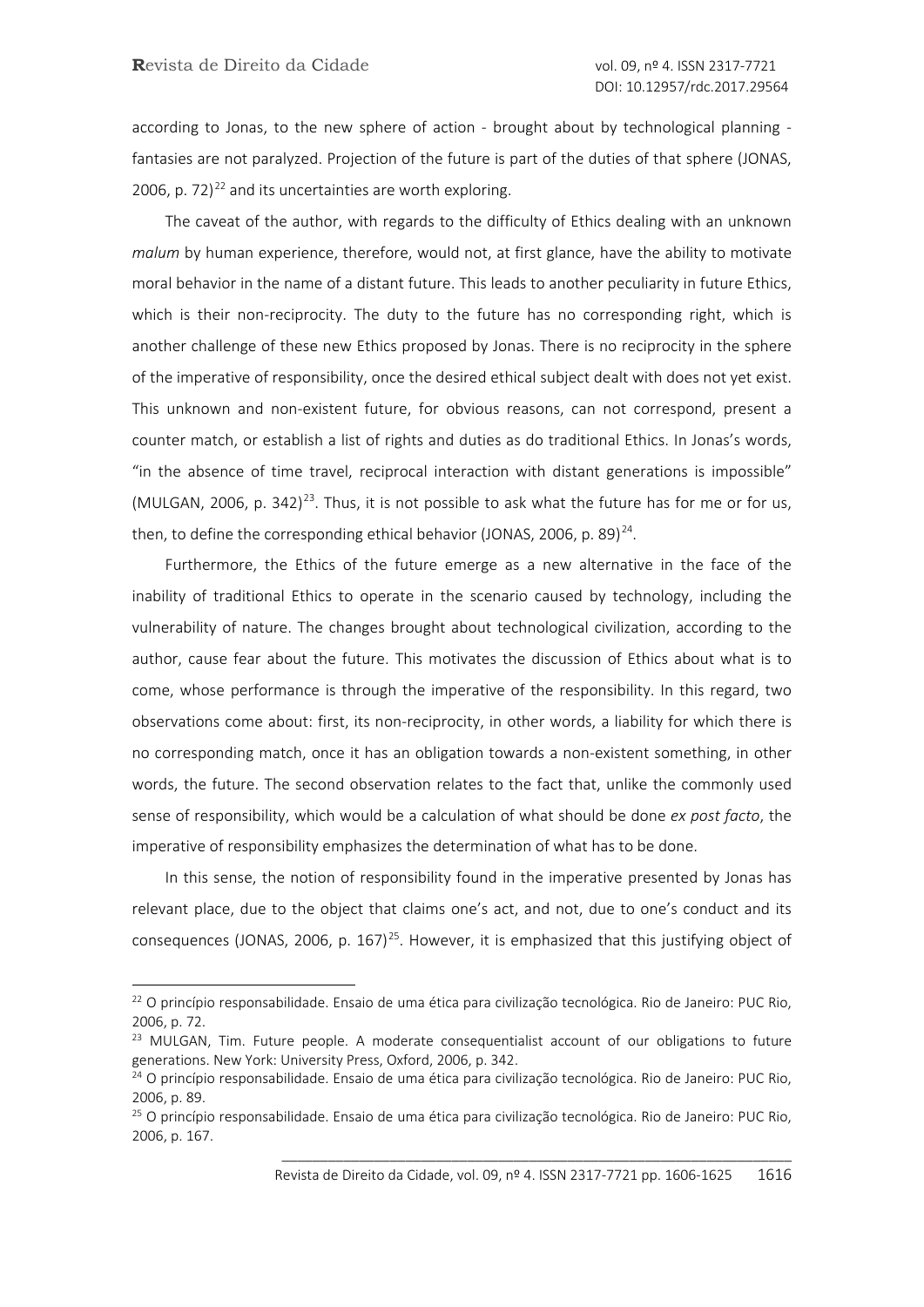according to Jonas, to the new sphere of action - brought about by technological planning - fantasies are not paralyzed. Projection of the future is part of the duties of that sphere (JONAS, 2006, p. 72)[22] and its uncertainties are worth exploring.

The caveat of the author, with regards to the difficulty of Ethics dealing with an unknown *malum* by human experience, therefore, would not, at first glance, have the ability to motivate moral behavior in the name of a distant future. This leads to another peculiarity in future Ethics, which is their non-reciprocity. The duty to the future has no corresponding right, which is another challenge of these new Ethics proposed by Jonas. There is no reciprocity in the sphere of the imperative of responsibility, once the desired ethical subject dealt with does not yet exist. This unknown and non-existent future, for obvious reasons, can not correspond, present a counter match, or establish a list of rights and duties as do traditional Ethics. In Jonas's words, "in the absence of time travel, reciprocal interaction with distant generations is impossible" (MULGAN, 2006, p. 342)[23]. Thus, it is not possible to ask what the future has for me or for us, then, to define the corresponding ethical behavior (JONAS, 2006, p. 89)[24].

Furthermore, the Ethics of the future emerge as a new alternative in the face of the inability of traditional Ethics to operate in the scenario caused by technology, including the vulnerability of nature. The changes brought about technological civilization, according to the author, cause fear about the future. This motivates the discussion of Ethics about what is to come, whose performance is through the imperative of the responsibility. In this regard, two observations come about: first, its non-reciprocity, in other words, a liability for which there is no corresponding match, once it has an obligation towards a non-existent something, in other words, the future. The second observation relates to the fact that, unlike the commonly used sense of responsibility, which would be a calculation of what should be done *ex post facto*, the imperative of responsibility emphasizes the determination of what has to be done.

In this sense, the notion of responsibility found in the imperative presented by Jonas has relevant place, due to the object that claims one's act, and not, due to one's conduct and its consequences (JONAS, 2006, p. 167)[25]. However, it is emphasized that this justifying object of

---

[22] O princípio responsabilidade. Ensaio de uma ética para civilização tecnológica. Rio de Janeiro: PUC Rio, 2006, p. 72.

[23] MULGAN, Tim. Future people. A moderate consequentialist account of our obligations to future generations. New York: University Press, Oxford, 2006, p. 342.

[24] O princípio responsabilidade. Ensaio de uma ética para civilização tecnológica. Rio de Janeiro: PUC Rio, 2006, p. 89.

[25] O princípio responsabilidade. Ensaio de uma ética para civilização tecnológica. Rio de Janeiro: PUC Rio, 2006, p. 167.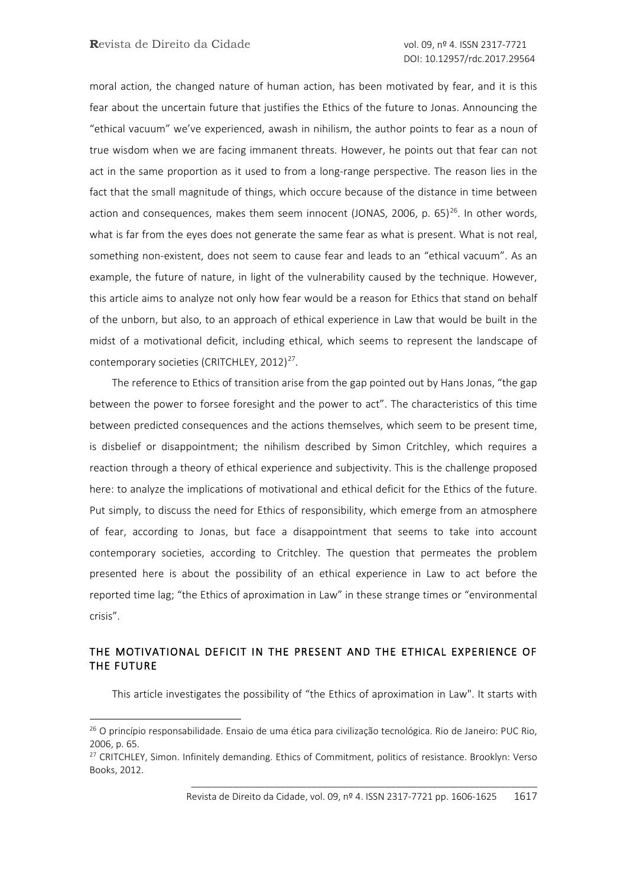moral action, the changed nature of human action, has been motivated by fear, and it is this fear about the uncertain future that justifies the Ethics of the future to Jonas. Announcing the "ethical vacuum" we've experienced, awash in nihilism, the author points to fear as a noun of true wisdom when we are facing immanent threats. However, he points out that fear can not act in the same proportion as it used to from a long-range perspective. The reason lies in the fact that the small magnitude of things, which occure because of the distance in time between action and consequences, makes them seem innocent (JONAS, 2006, p. 65)[26]. In other words, what is far from the eyes does not generate the same fear as what is present. What is not real, something non-existent, does not seem to cause fear and leads to an "ethical vacuum". As an example, the future of nature, in light of the vulnerability caused by the technique. However, this article aims to analyze not only how fear would be a reason for Ethics that stand on behalf of the unborn, but also, to an approach of ethical experience in Law that would be built in the midst of a motivational deficit, including ethical, which seems to represent the landscape of contemporary societies (CRITCHLEY, 2012)[27].

The reference to Ethics of transition arise from the gap pointed out by Hans Jonas, "the gap between the power to forsee foresight and the power to act". The characteristics of this time between predicted consequences and the actions themselves, which seem to be present time, is disbelief or disappointment; the nihilism described by Simon Critchley, which requires a reaction through a theory of ethical experience and subjectivity. This is the challenge proposed here: to analyze the implications of motivational and ethical deficit for the Ethics of the future. Put simply, to discuss the need for Ethics of responsibility, which emerge from an atmosphere of fear, according to Jonas, but face a disappointment that seems to take into account contemporary societies, according to Critchley. The question that permeates the problem presented here is about the possibility of an ethical experience in Law to act before the reported time lag; "the Ethics of aproximation in Law" in these strange times or "environmental crisis".

## THE MOTIVATIONAL DEFICIT IN THE PRESENT AND THE ETHICAL EXPERIENCE OF THE FUTURE

This article investigates the possibility of "the Ethics of aproximation in Law". It starts with

[26] O princípio responsabilidade. Ensaio de uma ética para civilização tecnológica. Rio de Janeiro: PUC Rio, 2006, p. 65.

[27] CRITCHLEY, Simon. Infinitely demanding. Ethics of Commitment, politics of resistance. Brooklyn: Verso Books, 2012.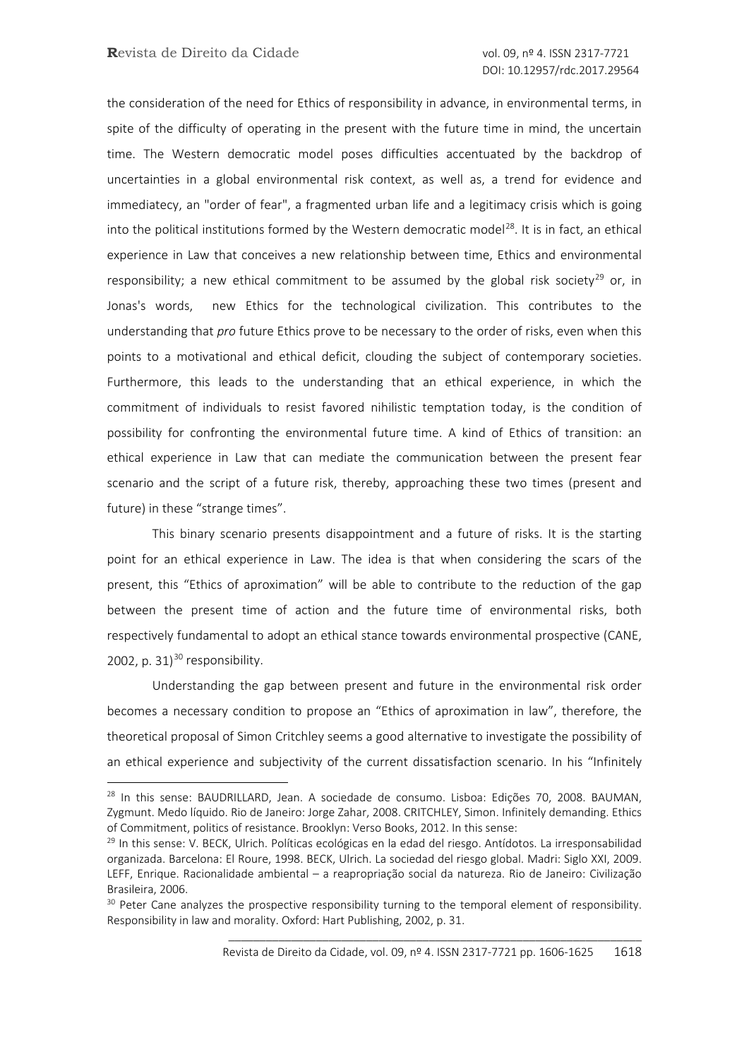the consideration of the need for Ethics of responsibility in advance, in environmental terms, in spite of the difficulty of operating in the present with the future time in mind, the uncertain time. The Western democratic model poses difficulties accentuated by the backdrop of uncertainties in a global environmental risk context, as well as, a trend for evidence and immediatecy, an "order of fear", a fragmented urban life and a legitimacy crisis which is going into the political institutions formed by the Western democratic model[28]. It is in fact, an ethical experience in Law that conceives a new relationship between time, Ethics and environmental responsibility; a new ethical commitment to be assumed by the global risk society[29] or, in Jonas's words, new Ethics for the technological civilization. This contributes to the understanding that *pro* future Ethics prove to be necessary to the order of risks, even when this points to a motivational and ethical deficit, clouding the subject of contemporary societies. Furthermore, this leads to the understanding that an ethical experience, in which the commitment of individuals to resist favored nihilistic temptation today, is the condition of possibility for confronting the environmental future time. A kind of Ethics of transition: an ethical experience in Law that can mediate the communication between the present fear scenario and the script of a future risk, thereby, approaching these two times (present and future) in these "strange times".

This binary scenario presents disappointment and a future of risks. It is the starting point for an ethical experience in Law. The idea is that when considering the scars of the present, this "Ethics of aproximation" will be able to contribute to the reduction of the gap between the present time of action and the future time of environmental risks, both respectively fundamental to adopt an ethical stance towards environmental prospective (CANE, 2002, p. 31)[30] responsibility.

Understanding the gap between present and future in the environmental risk order becomes a necessary condition to propose an "Ethics of aproximation in law", therefore, the theoretical proposal of Simon Critchley seems a good alternative to investigate the possibility of an ethical experience and subjectivity of the current dissatisfaction scenario. In his "Infinitely

---

[28] In this sense: BAUDRILLARD, Jean. A sociedade de consumo. Lisboa: Edições 70, 2008. BAUMAN, Zygmunt. Medo líquido. Rio de Janeiro: Jorge Zahar, 2008. CRITCHLEY, Simon. Infinitely demanding. Ethics of Commitment, politics of resistance. Brooklyn: Verso Books, 2012. In this sense:

[29] In this sense: V. BECK, Ulrich. Políticas ecológicas en la edad del riesgo. Antídotos. La irresponsabilidad organizada. Barcelona: El Roure, 1998. BECK, Ulrich. La sociedad del riesgo global. Madri: Siglo XXI, 2009. LEFF, Enrique. Racionalidade ambiental – a reapropriação social da natureza. Rio de Janeiro: Civilização Brasileira, 2006.

[30] Peter Cane analyzes the prospective responsibility turning to the temporal element of responsibility. Responsibility in law and morality. Oxford: Hart Publishing, 2002, p. 31.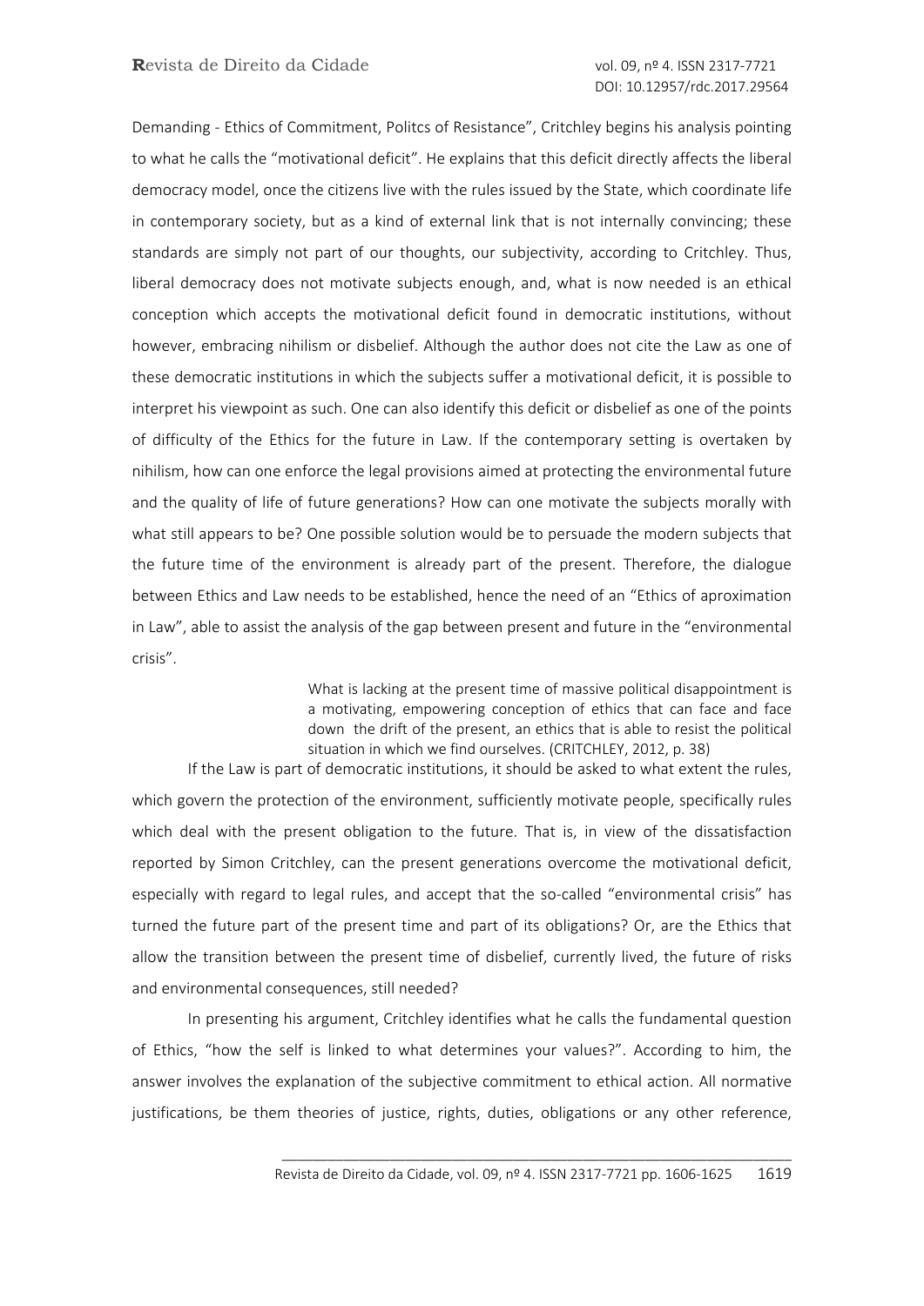Demanding - Ethics of Commitment, Politcs of Resistance", Critchley begins his analysis pointing to what he calls the "motivational deficit". He explains that this deficit directly affects the liberal democracy model, once the citizens live with the rules issued by the State, which coordinate life in contemporary society, but as a kind of external link that is not internally convincing; these standards are simply not part of our thoughts, our subjectivity, according to Critchley. Thus, liberal democracy does not motivate subjects enough, and, what is now needed is an ethical conception which accepts the motivational deficit found in democratic institutions, without however, embracing nihilism or disbelief. Although the author does not cite the Law as one of these democratic institutions in which the subjects suffer a motivational deficit, it is possible to interpret his viewpoint as such. One can also identify this deficit or disbelief as one of the points of difficulty of the Ethics for the future in Law. If the contemporary setting is overtaken by nihilism, how can one enforce the legal provisions aimed at protecting the environmental future and the quality of life of future generations? How can one motivate the subjects morally with what still appears to be? One possible solution would be to persuade the modern subjects that the future time of the environment is already part of the present. Therefore, the dialogue between Ethics and Law needs to be established, hence the need of an "Ethics of aproximation in Law", able to assist the analysis of the gap between present and future in the "environmental crisis".

> What is lacking at the present time of massive political disappointment is a motivating, empowering conception of ethics that can face and face down the drift of the present, an ethics that is able to resist the political situation in which we find ourselves. (CRITCHLEY, 2012, p. 38)

If the Law is part of democratic institutions, it should be asked to what extent the rules, which govern the protection of the environment, sufficiently motivate people, specifically rules which deal with the present obligation to the future. That is, in view of the dissatisfaction reported by Simon Critchley, can the present generations overcome the motivational deficit, especially with regard to legal rules, and accept that the so-called "environmental crisis" has turned the future part of the present time and part of its obligations? Or, are the Ethics that allow the transition between the present time of disbelief, currently lived, the future of risks and environmental consequences, still needed?

In presenting his argument, Critchley identifies what he calls the fundamental question of Ethics, "how the self is linked to what determines your values?". According to him, the answer involves the explanation of the subjective commitment to ethical action. All normative justifications, be them theories of justice, rights, duties, obligations or any other reference,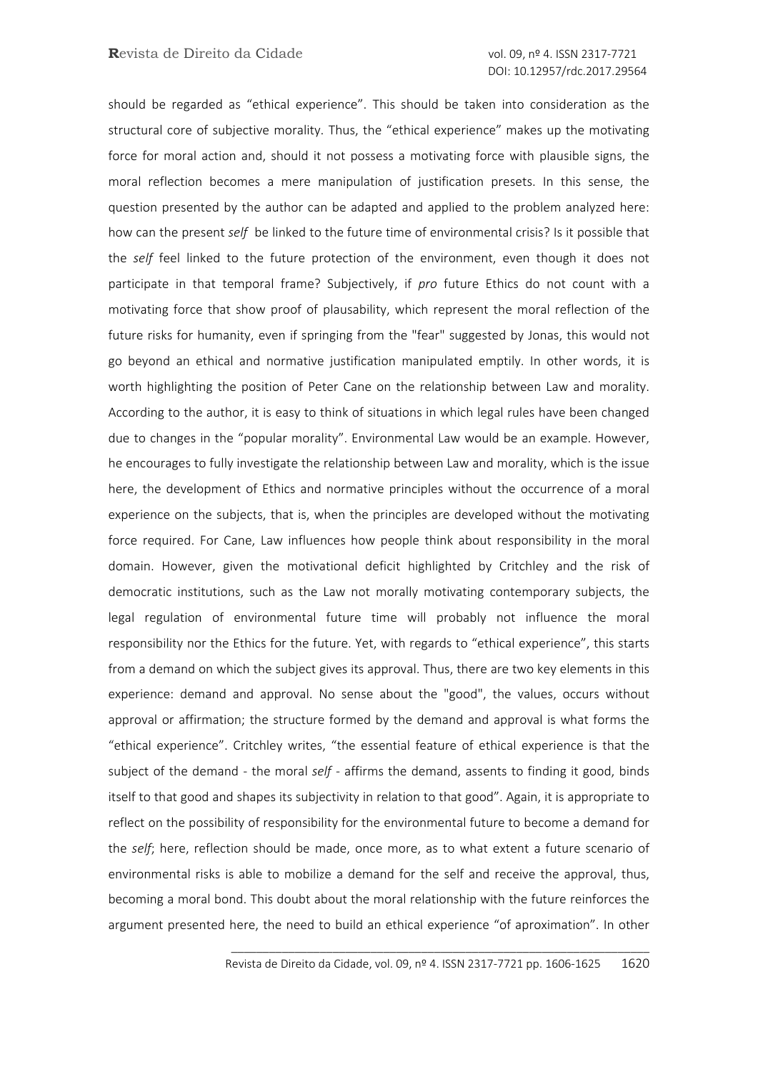should be regarded as "ethical experience". This should be taken into consideration as the structural core of subjective morality. Thus, the "ethical experience" makes up the motivating force for moral action and, should it not possess a motivating force with plausible signs, the moral reflection becomes a mere manipulation of justification presets. In this sense, the question presented by the author can be adapted and applied to the problem analyzed here: how can the present *self* be linked to the future time of environmental crisis? Is it possible that the *self* feel linked to the future protection of the environment, even though it does not participate in that temporal frame? Subjectively, if *pro* future Ethics do not count with a motivating force that show proof of plausability, which represent the moral reflection of the future risks for humanity, even if springing from the "fear" suggested by Jonas, this would not go beyond an ethical and normative justification manipulated emptily. In other words, it is worth highlighting the position of Peter Cane on the relationship between Law and morality. According to the author, it is easy to think of situations in which legal rules have been changed due to changes in the "popular morality". Environmental Law would be an example. However, he encourages to fully investigate the relationship between Law and morality, which is the issue here, the development of Ethics and normative principles without the occurrence of a moral experience on the subjects, that is, when the principles are developed without the motivating force required. For Cane, Law influences how people think about responsibility in the moral domain. However, given the motivational deficit highlighted by Critchley and the risk of democratic institutions, such as the Law not morally motivating contemporary subjects, the legal regulation of environmental future time will probably not influence the moral responsibility nor the Ethics for the future. Yet, with regards to "ethical experience", this starts from a demand on which the subject gives its approval. Thus, there are two key elements in this experience: demand and approval. No sense about the "good", the values, occurs without approval or affirmation; the structure formed by the demand and approval is what forms the "ethical experience". Critchley writes, "the essential feature of ethical experience is that the subject of the demand - the moral *self* - affirms the demand, assents to finding it good, binds itself to that good and shapes its subjectivity in relation to that good". Again, it is appropriate to reflect on the possibility of responsibility for the environmental future to become a demand for the *self*; here, reflection should be made, once more, as to what extent a future scenario of environmental risks is able to mobilize a demand for the self and receive the approval, thus, becoming a moral bond. This doubt about the moral relationship with the future reinforces the argument presented here, the need to build an ethical experience "of aproximation". In other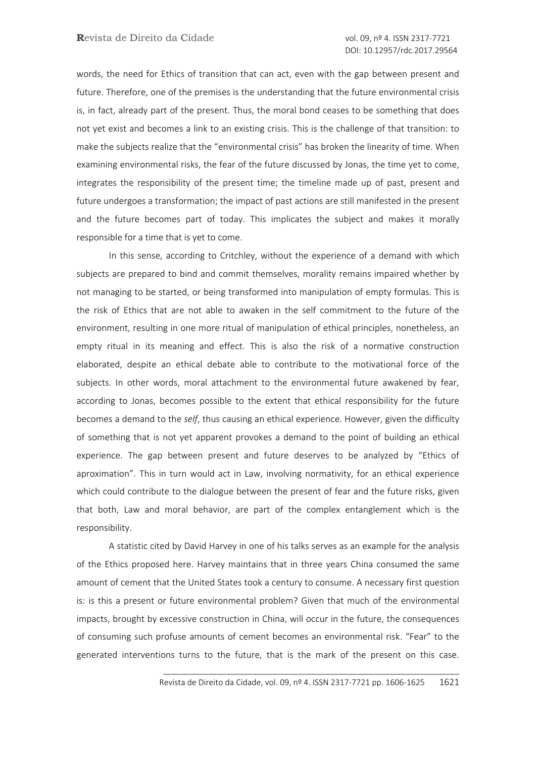words, the need for Ethics of transition that can act, even with the gap between present and future. Therefore, one of the premises is the understanding that the future environmental crisis is, in fact, already part of the present. Thus, the moral bond ceases to be something that does not yet exist and becomes a link to an existing crisis. This is the challenge of that transition: to make the subjects realize that the "environmental crisis" has broken the linearity of time. When examining environmental risks, the fear of the future discussed by Jonas, the time yet to come, integrates the responsibility of the present time; the timeline made up of past, present and future undergoes a transformation; the impact of past actions are still manifested in the present and the future becomes part of today. This implicates the subject and makes it morally responsible for a time that is yet to come.

In this sense, according to Critchley, without the experience of a demand with which subjects are prepared to bind and commit themselves, morality remains impaired whether by not managing to be started, or being transformed into manipulation of empty formulas. This is the risk of Ethics that are not able to awaken in the self commitment to the future of the environment, resulting in one more ritual of manipulation of ethical principles, nonetheless, an empty ritual in its meaning and effect. This is also the risk of a normative construction elaborated, despite an ethical debate able to contribute to the motivational force of the subjects. In other words, moral attachment to the environmental future awakened by fear, according to Jonas, becomes possible to the extent that ethical responsibility for the future becomes a demand to the *self*, thus causing an ethical experience. However, given the difficulty of something that is not yet apparent provokes a demand to the point of building an ethical experience. The gap between present and future deserves to be analyzed by "Ethics of aproximation". This in turn would act in Law, involving normativity, for an ethical experience which could contribute to the dialogue between the present of fear and the future risks, given that both, Law and moral behavior, are part of the complex entanglement which is the responsibility.

A statistic cited by David Harvey in one of his talks serves as an example for the analysis of the Ethics proposed here. Harvey maintains that in three years China consumed the same amount of cement that the United States took a century to consume. A necessary first question is: is this a present or future environmental problem? Given that much of the environmental impacts, brought by excessive construction in China, will occur in the future, the consequences of consuming such profuse amounts of cement becomes an environmental risk. "Fear" to the generated interventions turns to the future, that is the mark of the present on this case.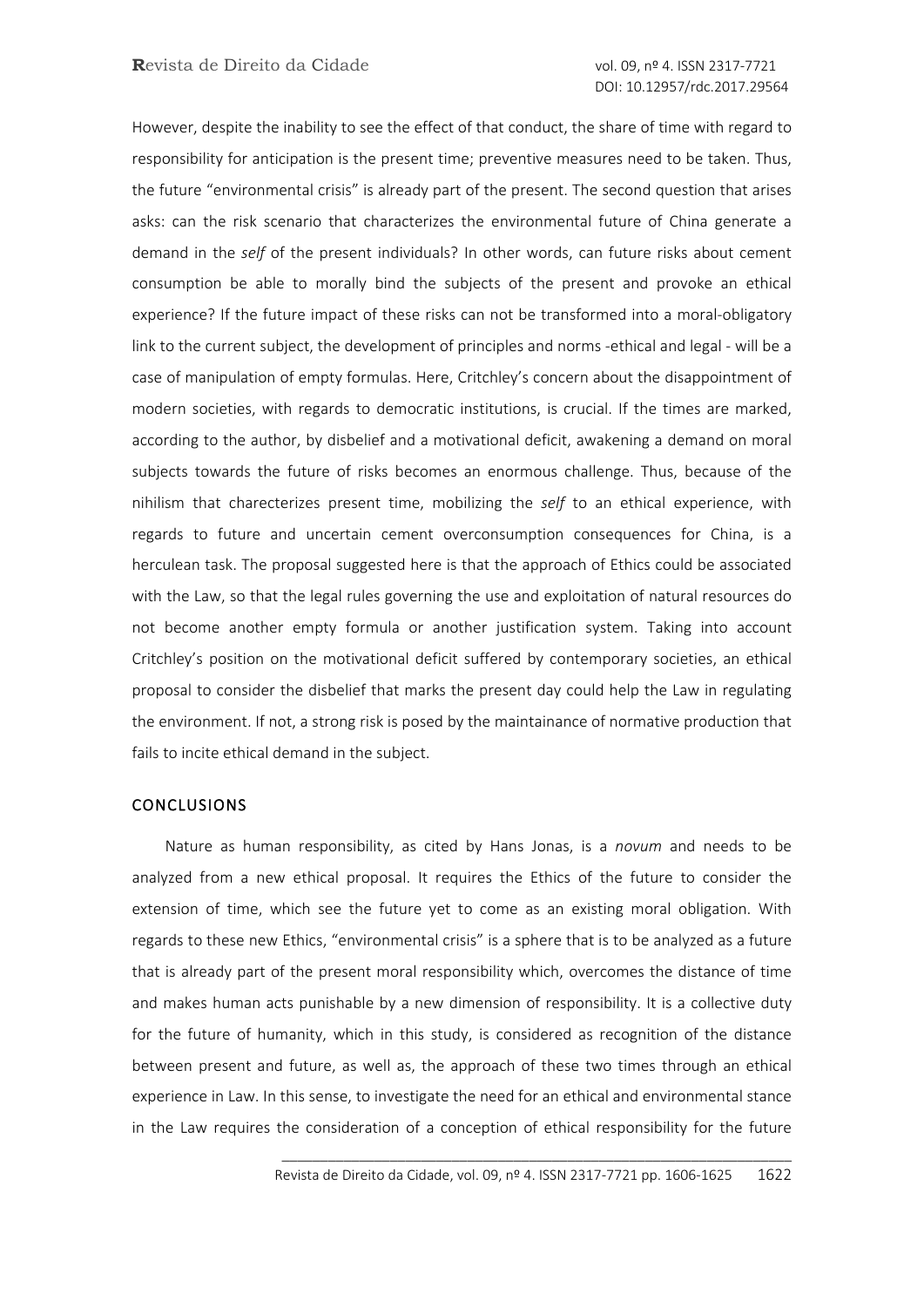However, despite the inability to see the effect of that conduct, the share of time with regard to responsibility for anticipation is the present time; preventive measures need to be taken. Thus, the future "environmental crisis" is already part of the present. The second question that arises asks: can the risk scenario that characterizes the environmental future of China generate a demand in the *self* of the present individuals? In other words, can future risks about cement consumption be able to morally bind the subjects of the present and provoke an ethical experience? If the future impact of these risks can not be transformed into a moral-obligatory link to the current subject, the development of principles and norms -ethical and legal - will be a case of manipulation of empty formulas. Here, Critchley's concern about the disappointment of modern societies, with regards to democratic institutions, is crucial. If the times are marked, according to the author, by disbelief and a motivational deficit, awakening a demand on moral subjects towards the future of risks becomes an enormous challenge. Thus, because of the nihilism that charecterizes present time, mobilizing the *self* to an ethical experience, with regards to future and uncertain cement overconsumption consequences for China, is a herculean task. The proposal suggested here is that the approach of Ethics could be associated with the Law, so that the legal rules governing the use and exploitation of natural resources do not become another empty formula or another justification system. Taking into account Critchley's position on the motivational deficit suffered by contemporary societies, an ethical proposal to consider the disbelief that marks the present day could help the Law in regulating the environment. If not, a strong risk is posed by the maintainance of normative production that fails to incite ethical demand in the subject.

## CONCLUSIONS

Nature as human responsibility, as cited by Hans Jonas, is a *novum* and needs to be analyzed from a new ethical proposal. It requires the Ethics of the future to consider the extension of time, which see the future yet to come as an existing moral obligation. With regards to these new Ethics, "environmental crisis" is a sphere that is to be analyzed as a future that is already part of the present moral responsibility which, overcomes the distance of time and makes human acts punishable by a new dimension of responsibility. It is a collective duty for the future of humanity, which in this study, is considered as recognition of the distance between present and future, as well as, the approach of these two times through an ethical experience in Law. In this sense, to investigate the need for an ethical and environmental stance in the Law requires the consideration of a conception of ethical responsibility for the future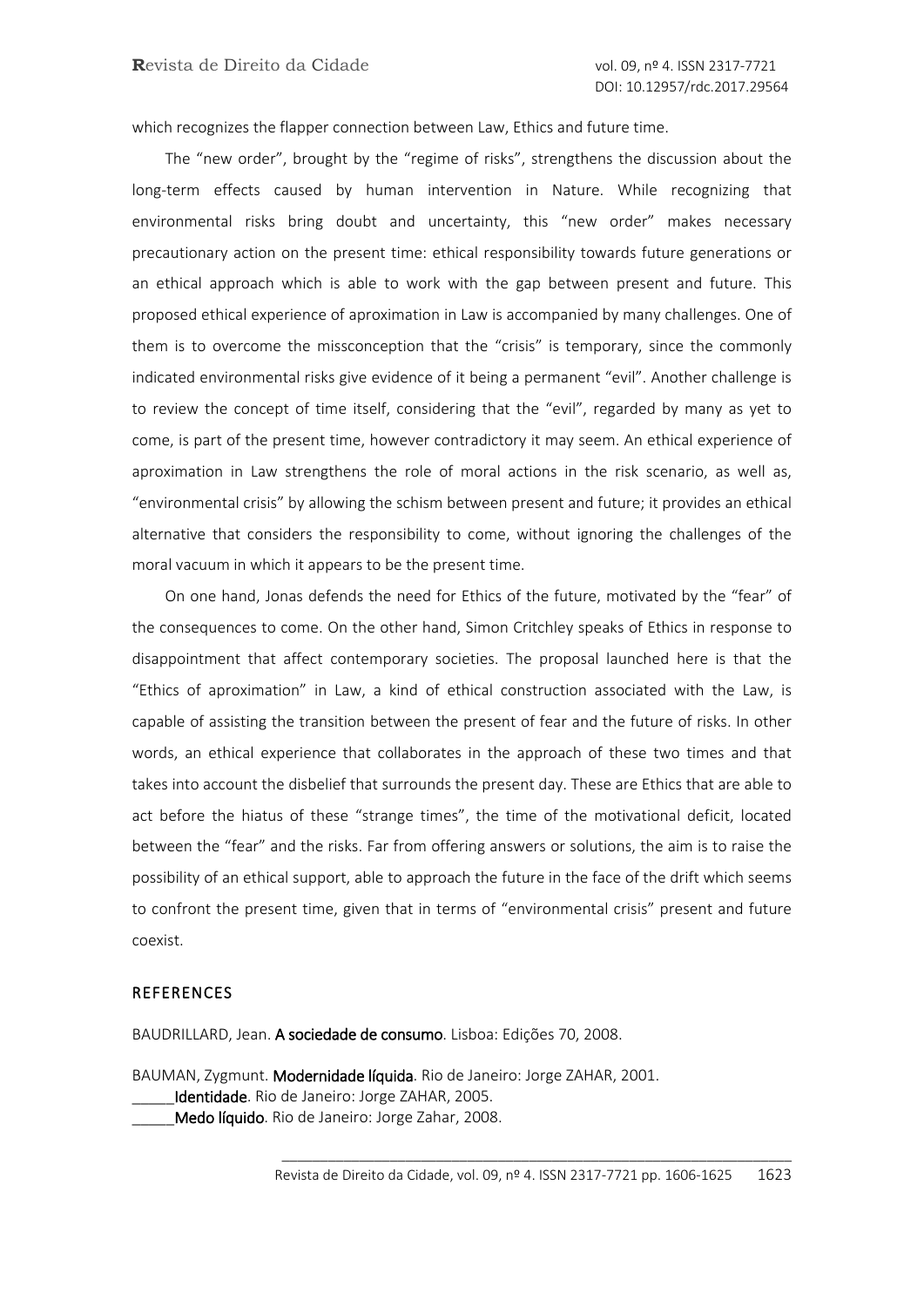which recognizes the flapper connection between Law, Ethics and future time.

The "new order", brought by the "regime of risks", strengthens the discussion about the long-term effects caused by human intervention in Nature. While recognizing that environmental risks bring doubt and uncertainty, this "new order" makes necessary precautionary action on the present time: ethical responsibility towards future generations or an ethical approach which is able to work with the gap between present and future. This proposed ethical experience of aproximation in Law is accompanied by many challenges. One of them is to overcome the missconception that the "crisis" is temporary, since the commonly indicated environmental risks give evidence of it being a permanent "evil". Another challenge is to review the concept of time itself, considering that the "evil", regarded by many as yet to come, is part of the present time, however contradictory it may seem. An ethical experience of aproximation in Law strengthens the role of moral actions in the risk scenario, as well as, "environmental crisis" by allowing the schism between present and future; it provides an ethical alternative that considers the responsibility to come, without ignoring the challenges of the moral vacuum in which it appears to be the present time.

On one hand, Jonas defends the need for Ethics of the future, motivated by the "fear" of the consequences to come. On the other hand, Simon Critchley speaks of Ethics in response to disappointment that affect contemporary societies. The proposal launched here is that the "Ethics of aproximation" in Law, a kind of ethical construction associated with the Law, is capable of assisting the transition between the present of fear and the future of risks. In other words, an ethical experience that collaborates in the approach of these two times and that takes into account the disbelief that surrounds the present day. These are Ethics that are able to act before the hiatus of these "strange times", the time of the motivational deficit, located between the "fear" and the risks. Far from offering answers or solutions, the aim is to raise the possibility of an ethical support, able to approach the future in the face of the drift which seems to confront the present time, given that in terms of "environmental crisis" present and future coexist.

## REFERENCES

BAUDRILLARD, Jean. **A sociedade de consumo**. Lisboa: Edições 70, 2008.

BAUMAN, Zygmunt. **Modernidade líquida**. Rio de Janeiro: Jorge ZAHAR, 2001.
_____**Identidade**. Rio de Janeiro: Jorge ZAHAR, 2005.
_____**Medo líquido**. Rio de Janeiro: Jorge Zahar, 2008.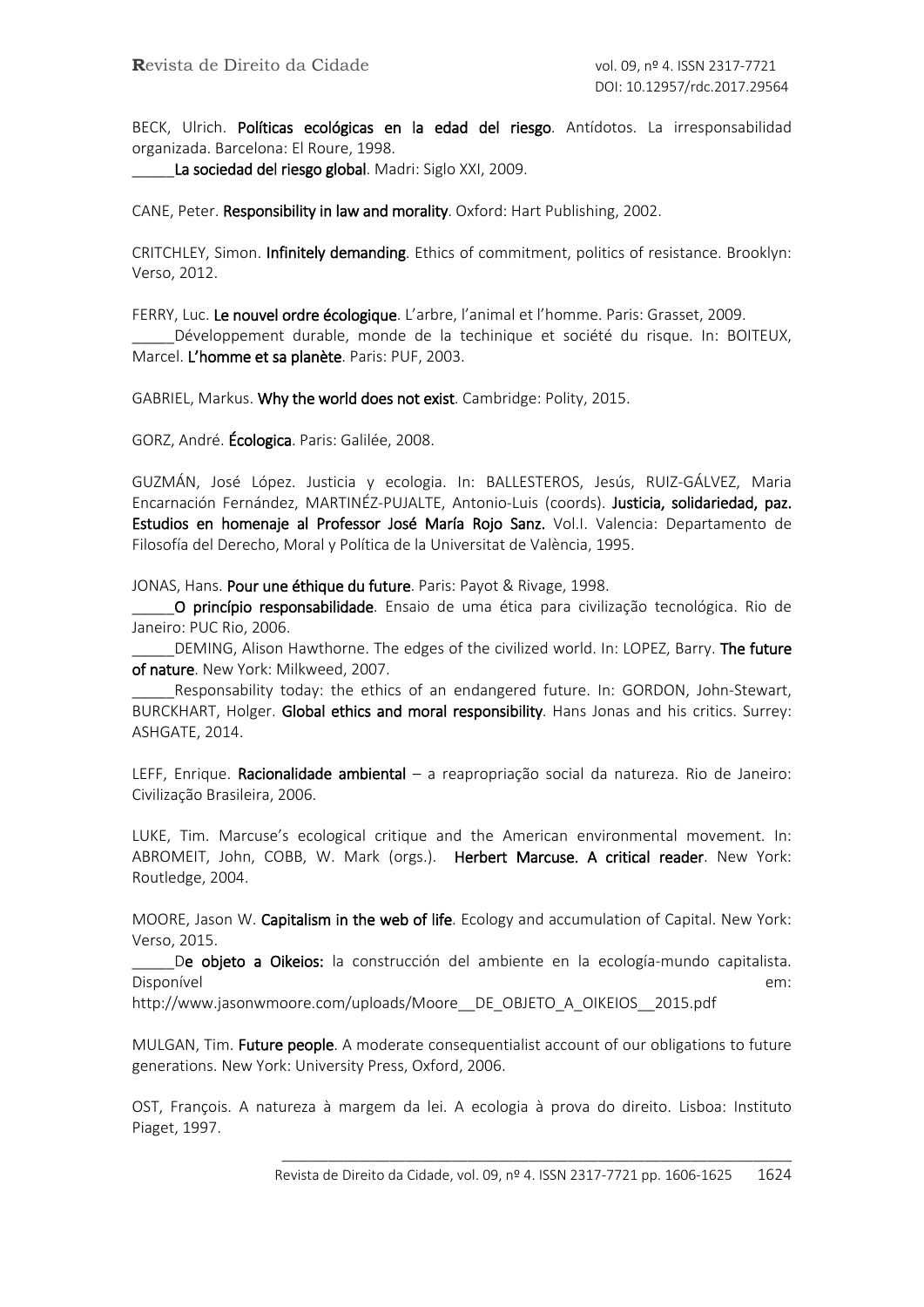BECK, Ulrich. **Políticas ecológicas en la edad del riesgo**. Antídotos. La irresponsabilidad organizada. Barcelona: El Roure, 1998.
_____**La sociedad del riesgo global**. Madri: Siglo XXI, 2009.

CANE, Peter. **Responsibility in law and morality**. Oxford: Hart Publishing, 2002.

CRITCHLEY, Simon. **Infinitely demanding**. Ethics of commitment, politics of resistance. Brooklyn: Verso, 2012.

FERRY, Luc. **Le nouvel ordre écologique**. L'arbre, l'animal et l'homme. Paris: Grasset, 2009.
_____Développement durable, monde de la techinique et société du risque. In: BOITEUX, Marcel. **L'homme et sa planète**. Paris: PUF, 2003.

GABRIEL, Markus. **Why the world does not exist**. Cambridge: Polity, 2015.

GORZ, André. **Écologica**. Paris: Galilée, 2008.

GUZMÁN, José López. Justicia y ecologia. In: BALLESTEROS, Jesús, RUIZ-GÁLVEZ, Maria Encarnación Fernández, MARTINÉZ-PUJALTE, Antonio-Luis (coords). **Justicia, solidariedad, paz. Estudios en homenaje al Professor José María Rojo Sanz.** Vol.I. Valencia: Departamento de Filosofía del Derecho, Moral y Política de la Universitat de València, 1995.

JONAS, Hans. **Pour une éthique du future**. Paris: Payot & Rivage, 1998.
_____**O princípio responsabilidade**. Ensaio de uma ética para civilização tecnológica. Rio de Janeiro: PUC Rio, 2006.
_____DEMING, Alison Hawthorne. The edges of the civilized world. In: LOPEZ, Barry. **The future of nature**. New York: Milkweed, 2007.
_____Responsability today: the ethics of an endangered future. In: GORDON, John-Stewart, BURCKHART, Holger. **Global ethics and moral responsibility**. Hans Jonas and his critics. Surrey: ASHGATE, 2014.

LEFF, Enrique. **Racionalidade ambiental** – a reapropriação social da natureza. Rio de Janeiro: Civilização Brasileira, 2006.

LUKE, Tim. Marcuse's ecological critique and the American environmental movement. In: ABROMEIT, John, COBB, W. Mark (orgs.). **Herbert Marcuse. A critical reader**. New York: Routledge, 2004.

MOORE, Jason W. **Capitalism in the web of life**. Ecology and accumulation of Capital. New York: Verso, 2015.
_____D**e objeto a Oikeios:** la construcción del ambiente en la ecología-mundo capitalista. Disponível em: http://www.jasonwmoore.com/uploads/Moore__DE_OBJETO_A_OIKEIOS__2015.pdf

MULGAN, Tim. **Future people**. A moderate consequentialist account of our obligations to future generations. New York: University Press, Oxford, 2006.

OST, François. A natureza à margem da lei. A ecologia à prova do direito. Lisboa: Instituto Piaget, 1997.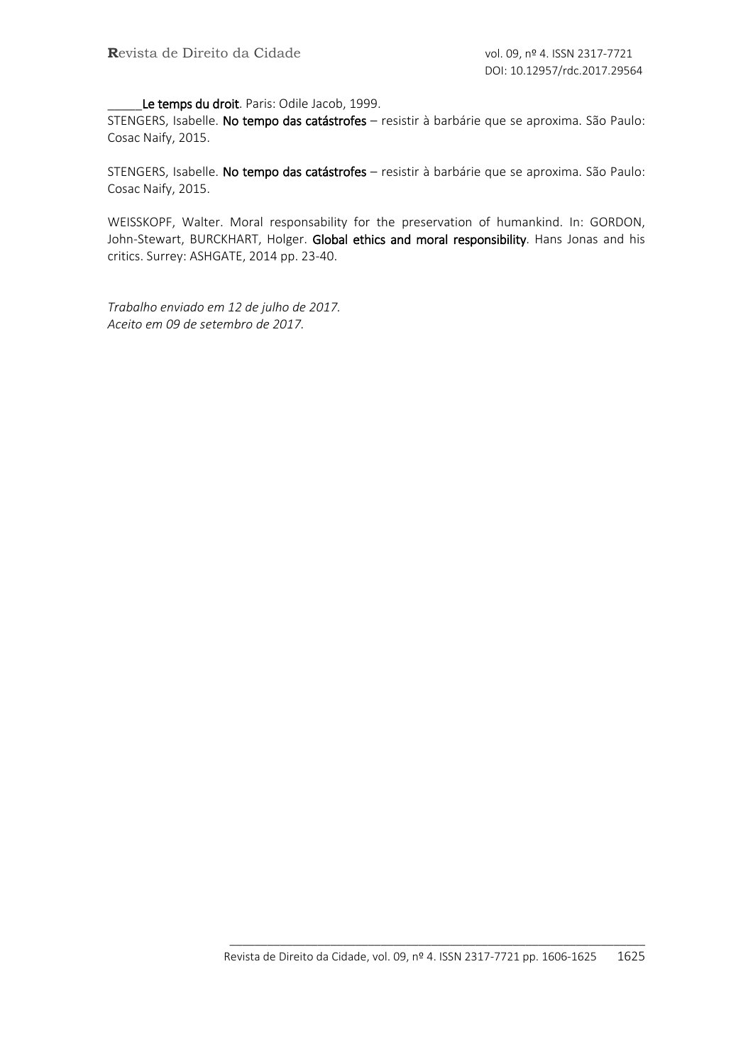_____**Le temps du droit**. Paris: Odile Jacob, 1999.
STENGERS, Isabelle. **No tempo das catástrofes** – resistir à barbárie que se aproxima. São Paulo: Cosac Naify, 2015.

STENGERS, Isabelle. **No tempo das catástrofes** – resistir à barbárie que se aproxima. São Paulo: Cosac Naify, 2015.

WEISSKOPF, Walter. Moral responsability for the preservation of humankind. In: GORDON, John-Stewart, BURCKHART, Holger. **Global ethics and moral responsibility**. Hans Jonas and his critics. Surrey: ASHGATE, 2014 pp. 23-40.

*Trabalho enviado em 12 de julho de 2017.*
*Aceito em 09 de setembro de 2017.*